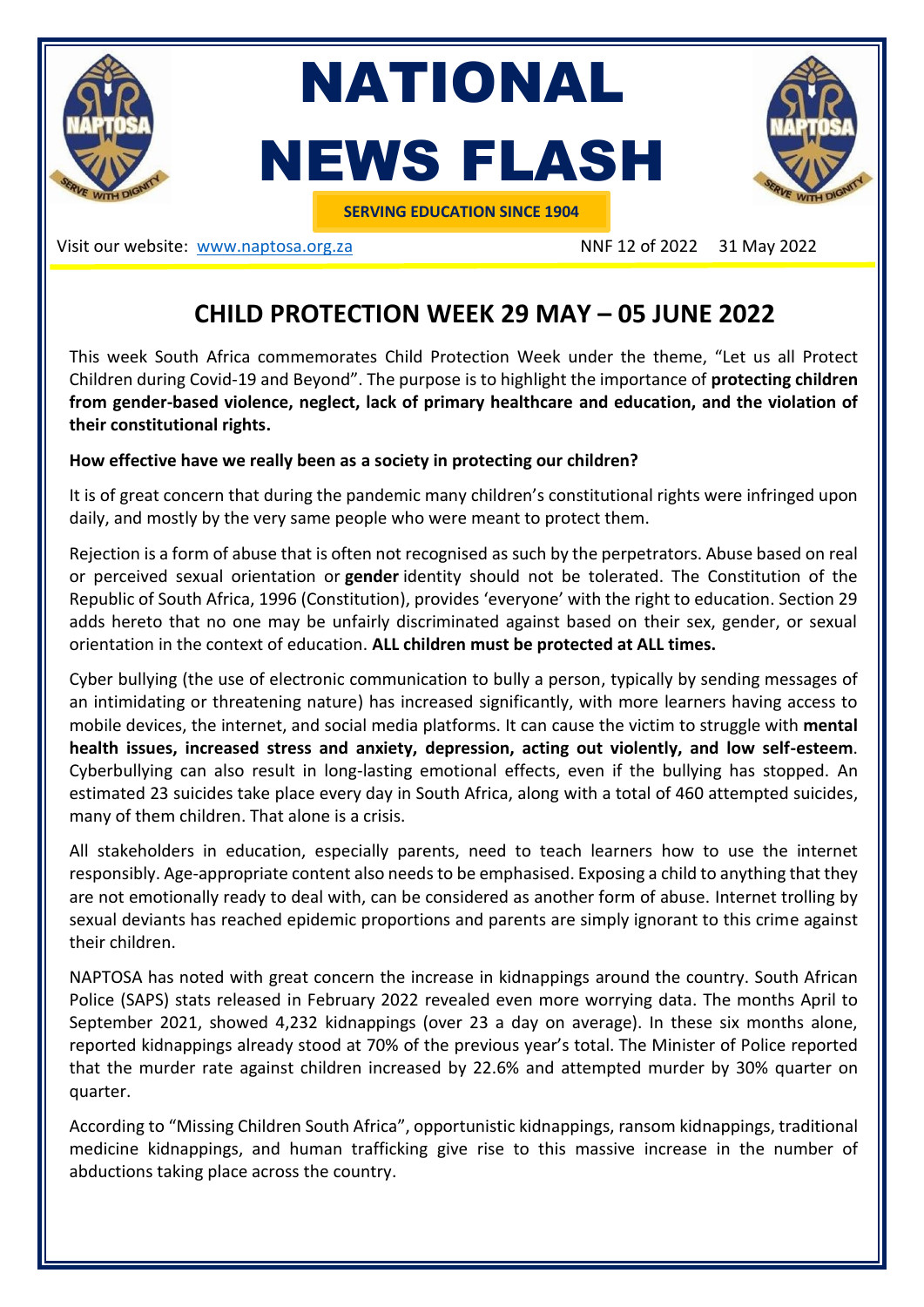# NATIONAL NEWS FLASH

**SERVING EDUCATION SINCE 1904**

Visit our website: www.naptosa.org.za NNF 12 of 2022 31 May 2022

## CHILD PROTECTION WEEK 29 MAY – 05 JUNE 2022

This week South Africa commemorates Child Protection Week under the theme, "Let us all Protect Children during Covid-19 and Beyond". The purpose is to highlight the importance of **protecting children from gender-based violence, neglect, lack of primary healthcare and education, and the violation of their constitutional rights.**

**How effective have we really been as a society in protecting our children?**

It is of great concern that during the pandemic many children's constitutional rights were infringed upon daily, and mostly by the very same people who were meant to protect them.

Rejection is a form of abuse that is often not recognised as such by the perpetrators. Abuse based on real or perceived sexual orientation or **gender** identity should not be tolerated. The Constitution of the Republic of South Africa, 1996 (Constitution), provides 'everyone' with the right to education. Section 29 adds hereto that no one may be unfairly discriminated against based on their sex, gender, or sexual orientation in the context of education. **ALL children must be protected at ALL times.**

Cyber bullying (the use of electronic communication to bully a person, typically by sending messages of an intimidating or threatening nature) has increased significantly, with more learners having access to mobile devices, the internet, and social media platforms. It can cause the victim to struggle with **mental health issues, increased stress and anxiety, depression, acting out violently, and low self-esteem**. Cyberbullying can also result in long-lasting emotional effects, even if the bullying has stopped. An estimated 23 suicides take place every day in South Africa, along with a total of 460 attempted suicides, many of them children. That alone is a crisis.

All stakeholders in education, especially parents, need to teach learners how to use the internet responsibly. Age-appropriate content also needs to be emphasised. Exposing a child to anything that they are not emotionally ready to deal with, can be considered as another form of abuse. Internet trolling by sexual deviants has reached epidemic proportions and parents are simply ignorant to this crime against their children.

NAPTOSA has noted with great concern the increase in kidnappings around the country. South African Police (SAPS) stats released in February 2022 revealed even more worrying data. The months April to September 2021, showed 4,232 kidnappings (over 23 a day on average). In these six months alone, reported kidnappings already stood at 70% of the previous year's total. The Minister of Police reported that the murder rate against children increased by 22.6% and attempted murder by 30% quarter on quarter.

According to "Missing Children South Africa", opportunistic kidnappings, ransom kidnappings, traditional medicine kidnappings, and human trafficking give rise to this massive increase in the number of abductions taking place across the country.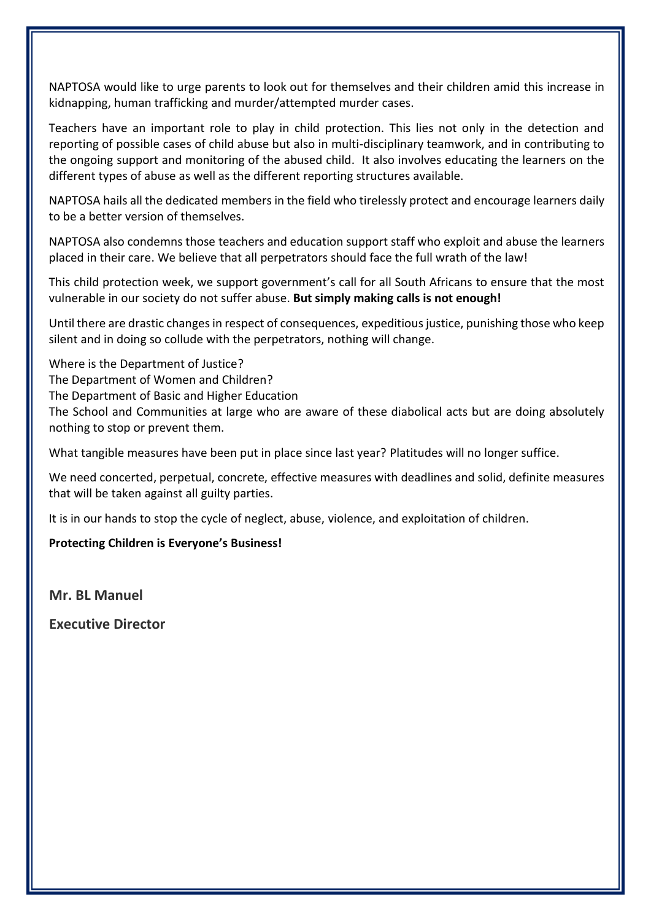NAPTOSA would like to urge parents to look out for themselves and their children amid this increase in kidnapping, human trafficking and murder/attempted murder cases.

Teachers have an important role to play in child protection. This lies not only in the detection and reporting of possible cases of child abuse but also in multi-disciplinary teamwork, and in contributing to the ongoing support and monitoring of the abused child. It also involves educating the learners on the different types of abuse as well as the different reporting structures available.

NAPTOSA hails all the dedicated members in the field who tirelessly protect and encourage learners daily to be a better version of themselves.

NAPTOSA also condemns those teachers and education support staff who exploit and abuse the learners placed in their care. We believe that all perpetrators should face the full wrath of the law!

This child protection week, we support government's call for all South Africans to ensure that the most vulnerable in our society do not suffer abuse. **But simply making calls is not enough!**

Until there are drastic changes in respect of consequences, expeditious justice, punishing those who keep silent and in doing so collude with the perpetrators, nothing will change.

Where is the Department of Justice?
The Department of Women and Children?
The Department of Basic and Higher Education
The School and Communities at large who are aware of these diabolical acts but are doing absolutely nothing to stop or prevent them.

What tangible measures have been put in place since last year? Platitudes will no longer suffice.

We need concerted, perpetual, concrete, effective measures with deadlines and solid, definite measures that will be taken against all guilty parties.

It is in our hands to stop the cycle of neglect, abuse, violence, and exploitation of children.

**Protecting Children is Everyone's Business!**

**Mr. BL Manuel**

**Executive Director**